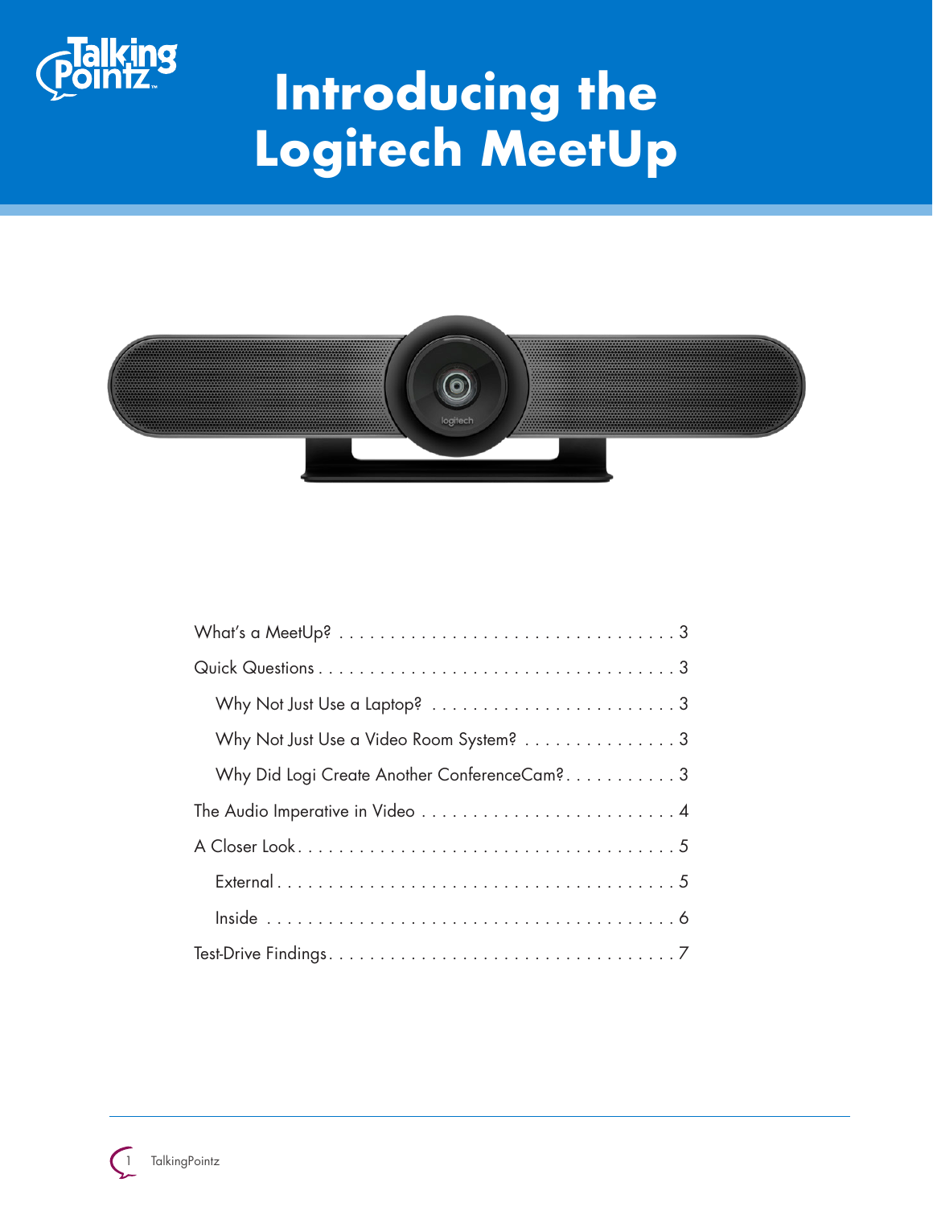# Introducing the Logitech MeetUp

| | |
|---|---|
| What's a MeetUp? | 3 |
| Quick Questions | 3 |
| Why Not Just Use a Laptop? | 3 |
| Why Not Just Use a Video Room System? | 3 |
| Why Did Logi Create Another ConferenceCam? | 3 |
| The Audio Imperative in Video | 4 |
| A Closer Look | 5 |
| External | 5 |
| Inside | 6 |
| Test-Drive Findings | 7 |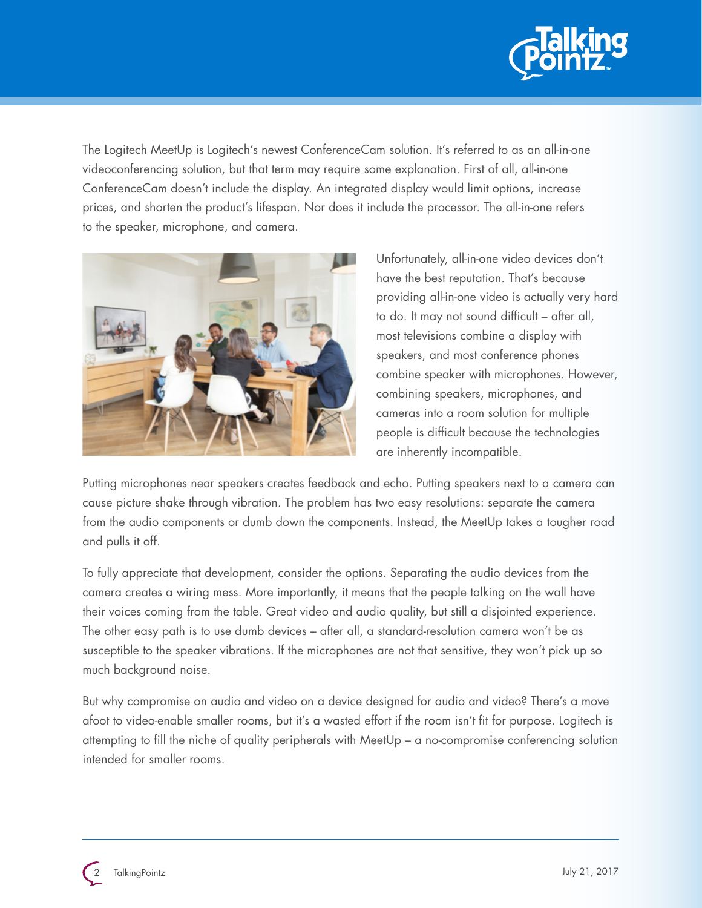The Logitech MeetUp is Logitech's newest ConferenceCam solution. It's referred to as an all-in-one videoconferencing solution, but that term may require some explanation. First of all, all-in-one ConferenceCam doesn't include the display. An integrated display would limit options, increase prices, and shorten the product's lifespan. Nor does it include the processor. The all-in-one refers to the speaker, microphone, and camera.

Unfortunately, all-in-one video devices don't have the best reputation. That's because providing all-in-one video is actually very hard to do. It may not sound difficult – after all, most televisions combine a display with speakers, and most conference phones combine speaker with microphones. However, combining speakers, microphones, and cameras into a room solution for multiple people is difficult because the technologies are inherently incompatible.

Putting microphones near speakers creates feedback and echo. Putting speakers next to a camera can cause picture shake through vibration. The problem has two easy resolutions: separate the camera from the audio components or dumb down the components. Instead, the MeetUp takes a tougher road and pulls it off.

To fully appreciate that development, consider the options. Separating the audio devices from the camera creates a wiring mess. More importantly, it means that the people talking on the wall have their voices coming from the table. Great video and audio quality, but still a disjointed experience. The other easy path is to use dumb devices – after all, a standard-resolution camera won't be as susceptible to the speaker vibrations. If the microphones are not that sensitive, they won't pick up so much background noise.

But why compromise on audio and video on a device designed for audio and video? There's a move afoot to video-enable smaller rooms, but it's a wasted effort if the room isn't fit for purpose. Logitech is attempting to fill the niche of quality peripherals with MeetUp – a no-compromise conferencing solution intended for smaller rooms.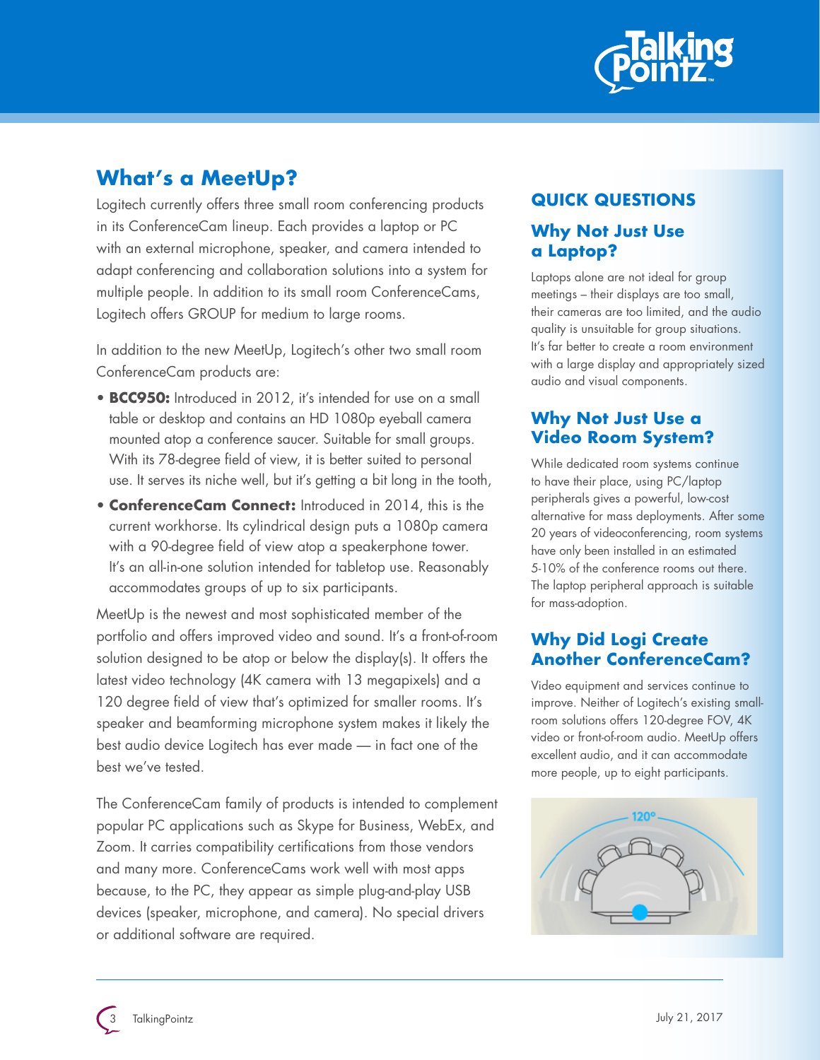## What's a MeetUp?

Logitech currently offers three small room conferencing products in its ConferenceCam lineup. Each provides a laptop or PC with an external microphone, speaker, and camera intended to adapt conferencing and collaboration solutions into a system for multiple people. In addition to its small room ConferenceCams, Logitech offers GROUP for medium to large rooms.

In addition to the new MeetUp, Logitech's other two small room ConferenceCam products are:

- **BCC950:** Introduced in 2012, it's intended for use on a small table or desktop and contains an HD 1080p eyeball camera mounted atop a conference saucer. Suitable for small groups. With its 78-degree field of view, it is better suited to personal use. It serves its niche well, but it's getting a bit long in the tooth,
- **ConferenceCam Connect:** Introduced in 2014, this is the current workhorse. Its cylindrical design puts a 1080p camera with a 90-degree field of view atop a speakerphone tower. It's an all-in-one solution intended for tabletop use. Reasonably accommodates groups of up to six participants.

MeetUp is the newest and most sophisticated member of the portfolio and offers improved video and sound. It's a front-of-room solution designed to be atop or below the display(s). It offers the latest video technology (4K camera with 13 megapixels) and a 120 degree field of view that's optimized for smaller rooms. It's speaker and beamforming microphone system makes it likely the best audio device Logitech has ever made — in fact one of the best we've tested.

The ConferenceCam family of products is intended to complement popular PC applications such as Skype for Business, WebEx, and Zoom. It carries compatibility certifications from those vendors and many more. ConferenceCams work well with most apps because, to the PC, they appear as simple plug-and-play USB devices (speaker, microphone, and camera). No special drivers or additional software are required.

## QUICK QUESTIONS

### Why Not Just Use a Laptop?

Laptops alone are not ideal for group meetings – their displays are too small, their cameras are too limited, and the audio quality is unsuitable for group situations. It's far better to create a room environment with a large display and appropriately sized audio and visual components.

### Why Not Just Use a Video Room System?

While dedicated room systems continue to have their place, using PC/laptop peripherals gives a powerful, low-cost alternative for mass deployments. After some 20 years of videoconferencing, room systems have only been installed in an estimated 5-10% of the conference rooms out there. The laptop peripheral approach is suitable for mass-adoption.

### Why Did Logi Create Another ConferenceCam?

Video equipment and services continue to improve. Neither of Logitech's existing small-room solutions offers 120-degree FOV, 4K video or front-of-room audio. MeetUp offers excellent audio, and it can accommodate more people, up to eight participants.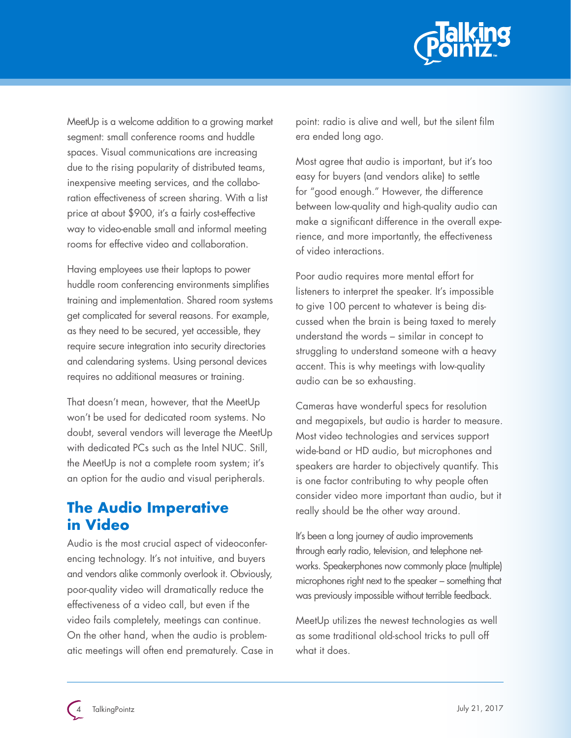MeetUp is a welcome addition to a growing market segment: small conference rooms and huddle spaces. Visual communications are increasing due to the rising popularity of distributed teams, inexpensive meeting services, and the collaboration effectiveness of screen sharing. With a list price at about $900, it's a fairly cost-effective way to video-enable small and informal meeting rooms for effective video and collaboration.

Having employees use their laptops to power huddle room conferencing environments simplifies training and implementation. Shared room systems get complicated for several reasons. For example, as they need to be secured, yet accessible, they require secure integration into security directories and calendaring systems. Using personal devices requires no additional measures or training.

That doesn't mean, however, that the MeetUp won't be used for dedicated room systems. No doubt, several vendors will leverage the MeetUp with dedicated PCs such as the Intel NUC. Still, the MeetUp is not a complete room system; it's an option for the audio and visual peripherals.

## The Audio Imperative in Video

Audio is the most crucial aspect of videoconferencing technology. It's not intuitive, and buyers and vendors alike commonly overlook it. Obviously, poor-quality video will dramatically reduce the effectiveness of a video call, but even if the video fails completely, meetings can continue. On the other hand, when the audio is problematic meetings will often end prematurely. Case in point: radio is alive and well, but the silent film era ended long ago.

Most agree that audio is important, but it's too easy for buyers (and vendors alike) to settle for "good enough." However, the difference between low-quality and high-quality audio can make a significant difference in the overall experience, and more importantly, the effectiveness of video interactions.

Poor audio requires more mental effort for listeners to interpret the speaker. It's impossible to give 100 percent to whatever is being discussed when the brain is being taxed to merely understand the words – similar in concept to struggling to understand someone with a heavy accent. This is why meetings with low-quality audio can be so exhausting.

Cameras have wonderful specs for resolution and megapixels, but audio is harder to measure. Most video technologies and services support wide-band or HD audio, but microphones and speakers are harder to objectively quantify. This is one factor contributing to why people often consider video more important than audio, but it really should be the other way around.

It's been a long journey of audio improvements through early radio, television, and telephone networks. Speakerphones now commonly place (multiple) microphones right next to the speaker – something that was previously impossible without terrible feedback.

MeetUp utilizes the newest technologies as well as some traditional old-school tricks to pull off what it does.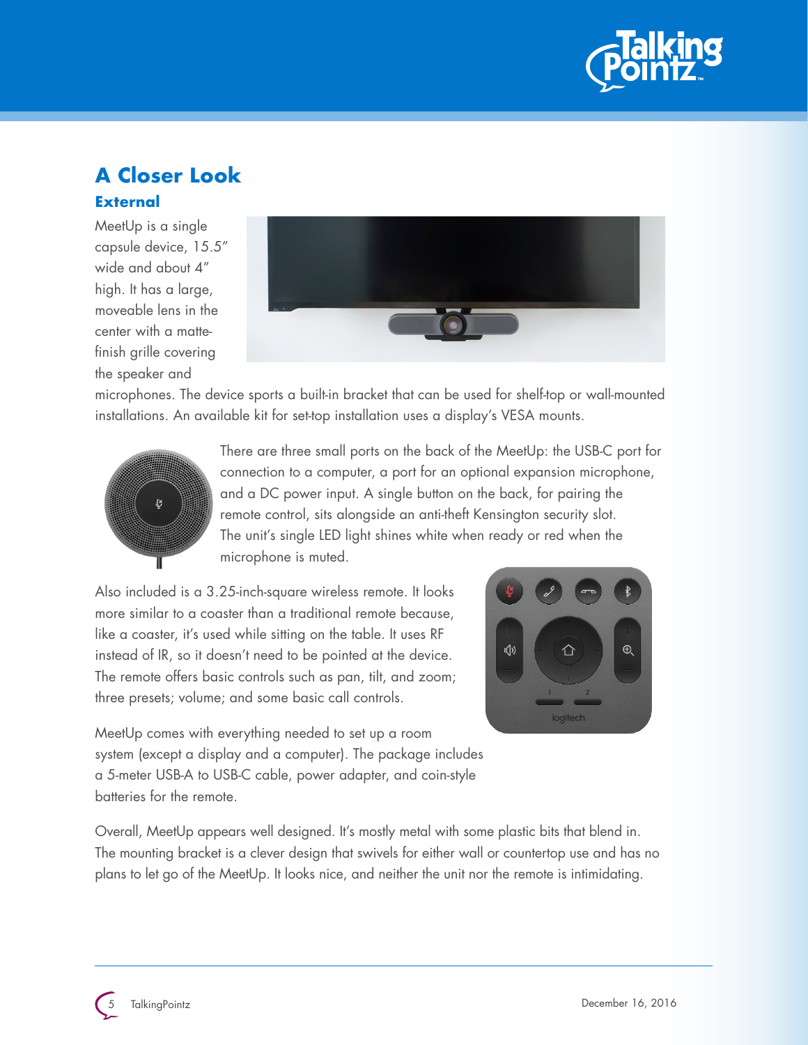## A Closer Look

### External

MeetUp is a single capsule device, 15.5" wide and about 4" high. It has a large, moveable lens in the center with a matte-finish grille covering the speaker and microphones. The device sports a built-in bracket that can be used for shelf-top or wall-mounted installations. An available kit for set-top installation uses a display's VESA mounts.

There are three small ports on the back of the MeetUp: the USB-C port for connection to a computer, a port for an optional expansion microphone, and a DC power input. A single button on the back, for pairing the remote control, sits alongside an anti-theft Kensington security slot. The unit's single LED light shines white when ready or red when the microphone is muted.

Also included is a 3.25-inch-square wireless remote. It looks more similar to a coaster than a traditional remote because, like a coaster, it's used while sitting on the table. It uses RF instead of IR, so it doesn't need to be pointed at the device. The remote offers basic controls such as pan, tilt, and zoom; three presets; volume; and some basic call controls.

MeetUp comes with everything needed to set up a room system (except a display and a computer). The package includes a 5-meter USB-A to USB-C cable, power adapter, and coin-style batteries for the remote.

Overall, MeetUp appears well designed. It's mostly metal with some plastic bits that blend in. The mounting bracket is a clever design that swivels for either wall or countertop use and has no plans to let go of the MeetUp. It looks nice, and neither the unit nor the remote is intimidating.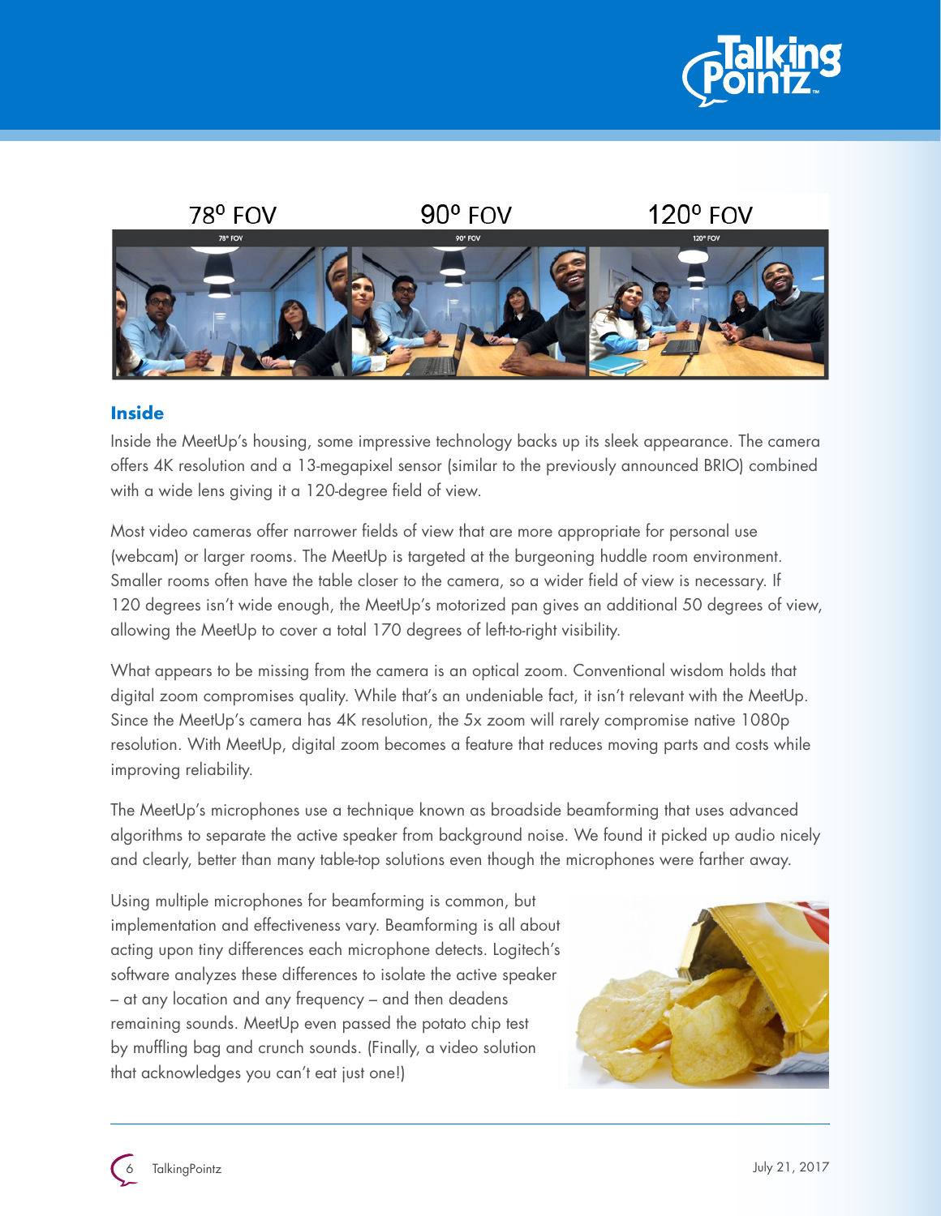78⁰ FOV 90⁰ FOV 120⁰ FOV

## Inside

Inside the MeetUp's housing, some impressive technology backs up its sleek appearance. The camera offers 4K resolution and a 13-megapixel sensor (similar to the previously announced BRIO) combined with a wide lens giving it a 120-degree field of view.

Most video cameras offer narrower fields of view that are more appropriate for personal use (webcam) or larger rooms. The MeetUp is targeted at the burgeoning huddle room environment. Smaller rooms often have the table closer to the camera, so a wider field of view is necessary. If 120 degrees isn't wide enough, the MeetUp's motorized pan gives an additional 50 degrees of view, allowing the MeetUp to cover a total 170 degrees of left-to-right visibility.

What appears to be missing from the camera is an optical zoom. Conventional wisdom holds that digital zoom compromises quality. While that's an undeniable fact, it isn't relevant with the MeetUp. Since the MeetUp's camera has 4K resolution, the 5x zoom will rarely compromise native 1080p resolution. With MeetUp, digital zoom becomes a feature that reduces moving parts and costs while improving reliability.

The MeetUp's microphones use a technique known as broadside beamforming that uses advanced algorithms to separate the active speaker from background noise. We found it picked up audio nicely and clearly, better than many table-top solutions even though the microphones were farther away.

Using multiple microphones for beamforming is common, but implementation and effectiveness vary. Beamforming is all about acting upon tiny differences each microphone detects. Logitech's software analyzes these differences to isolate the active speaker – at any location and any frequency – and then deadens remaining sounds. MeetUp even passed the potato chip test by muffling bag and crunch sounds. (Finally, a video solution that acknowledges you can't eat just one!)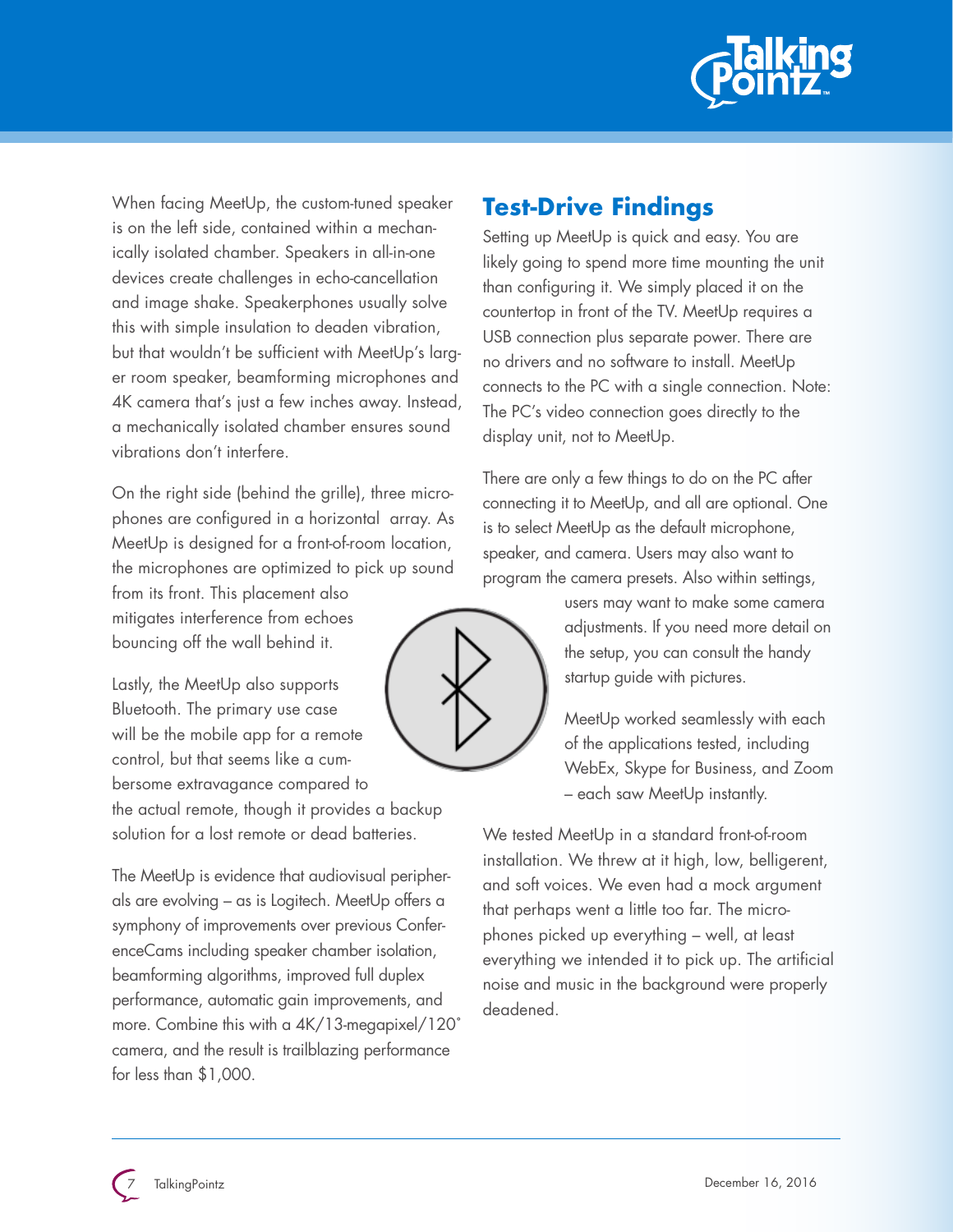When facing MeetUp, the custom-tuned speaker is on the left side, contained within a mechanically isolated chamber. Speakers in all-in-one devices create challenges in echo-cancellation and image shake. Speakerphones usually solve this with simple insulation to deaden vibration, but that wouldn't be sufficient with MeetUp's larger room speaker, beamforming microphones and 4K camera that's just a few inches away. Instead, a mechanically isolated chamber ensures sound vibrations don't interfere.

On the right side (behind the grille), three microphones are configured in a horizontal array. As MeetUp is designed for a front-of-room location, the microphones are optimized to pick up sound from its front. This placement also mitigates interference from echoes bouncing off the wall behind it.

Lastly, the MeetUp also supports Bluetooth. The primary use case will be the mobile app for a remote control, but that seems like a cumbersome extravagance compared to the actual remote, though it provides a backup solution for a lost remote or dead batteries.

The MeetUp is evidence that audiovisual peripherals are evolving – as is Logitech. MeetUp offers a symphony of improvements over previous ConferenceCams including speaker chamber isolation, beamforming algorithms, improved full duplex performance, automatic gain improvements, and more. Combine this with a 4K/13-megapixel/120˚ camera, and the result is trailblazing performance for less than $1,000.

## Test-Drive Findings

Setting up MeetUp is quick and easy. You are likely going to spend more time mounting the unit than configuring it. We simply placed it on the countertop in front of the TV. MeetUp requires a USB connection plus separate power. There are no drivers and no software to install. MeetUp connects to the PC with a single connection. Note: The PC's video connection goes directly to the display unit, not to MeetUp.

There are only a few things to do on the PC after connecting it to MeetUp, and all are optional. One is to select MeetUp as the default microphone, speaker, and camera. Users may also want to program the camera presets. Also within settings, users may want to make some camera adjustments. If you need more detail on the setup, you can consult the handy startup guide with pictures.

MeetUp worked seamlessly with each of the applications tested, including WebEx, Skype for Business, and Zoom – each saw MeetUp instantly.

We tested MeetUp in a standard front-of-room installation. We threw at it high, low, belligerent, and soft voices. We even had a mock argument that perhaps went a little too far. The microphones picked up everything – well, at least everything we intended it to pick up. The artificial noise and music in the background were properly deadened.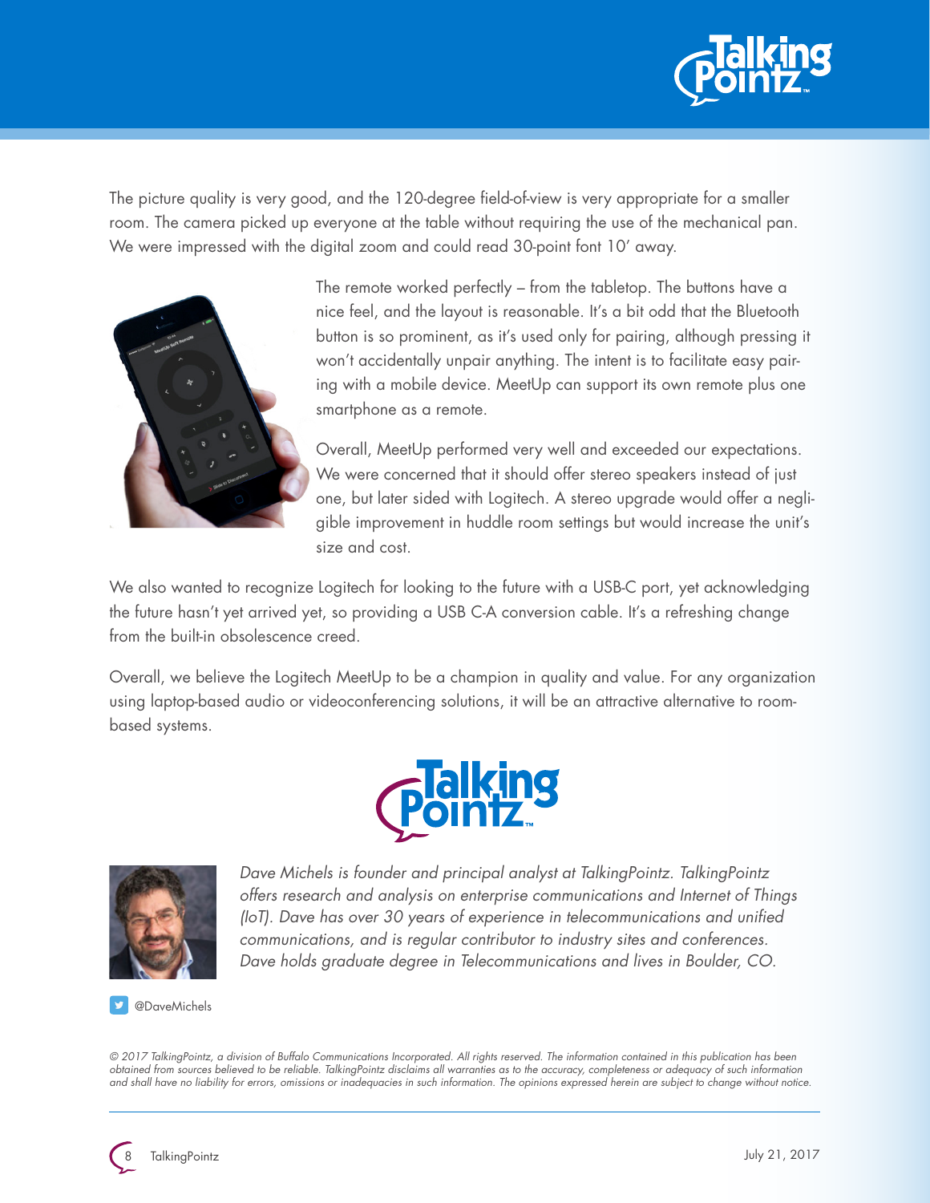The picture quality is very good, and the 120-degree field-of-view is very appropriate for a smaller room. The camera picked up everyone at the table without requiring the use of the mechanical pan. We were impressed with the digital zoom and could read 30-point font 10' away.

The remote worked perfectly – from the tabletop. The buttons have a nice feel, and the layout is reasonable. It's a bit odd that the Bluetooth button is so prominent, as it's used only for pairing, although pressing it won't accidentally unpair anything. The intent is to facilitate easy pairing with a mobile device. MeetUp can support its own remote plus one smartphone as a remote.

Overall, MeetUp performed very well and exceeded our expectations. We were concerned that it should offer stereo speakers instead of just one, but later sided with Logitech. A stereo upgrade would offer a negligible improvement in huddle room settings but would increase the unit's size and cost.

We also wanted to recognize Logitech for looking to the future with a USB-C port, yet acknowledging the future hasn't yet arrived yet, so providing a USB C-A conversion cable. It's a refreshing change from the built-in obsolescence creed.

Overall, we believe the Logitech MeetUp to be a champion in quality and value. For any organization using laptop-based audio or videoconferencing solutions, it will be an attractive alternative to room-based systems.

*Dave Michels is founder and principal analyst at TalkingPointz. TalkingPointz offers research and analysis on enterprise communications and Internet of Things (IoT). Dave has over 30 years of experience in telecommunications and unified communications, and is regular contributor to industry sites and conferences. Dave holds graduate degree in Telecommunications and lives in Boulder, CO.*

@DaveMichels

*© 2017 TalkingPointz, a division of Buffalo Communications Incorporated. All rights reserved. The information contained in this publication has been obtained from sources believed to be reliable. TalkingPointz disclaims all warranties as to the accuracy, completeness or adequacy of such information and shall have no liability for errors, omissions or inadequacies in such information. The opinions expressed herein are subject to change without notice.*